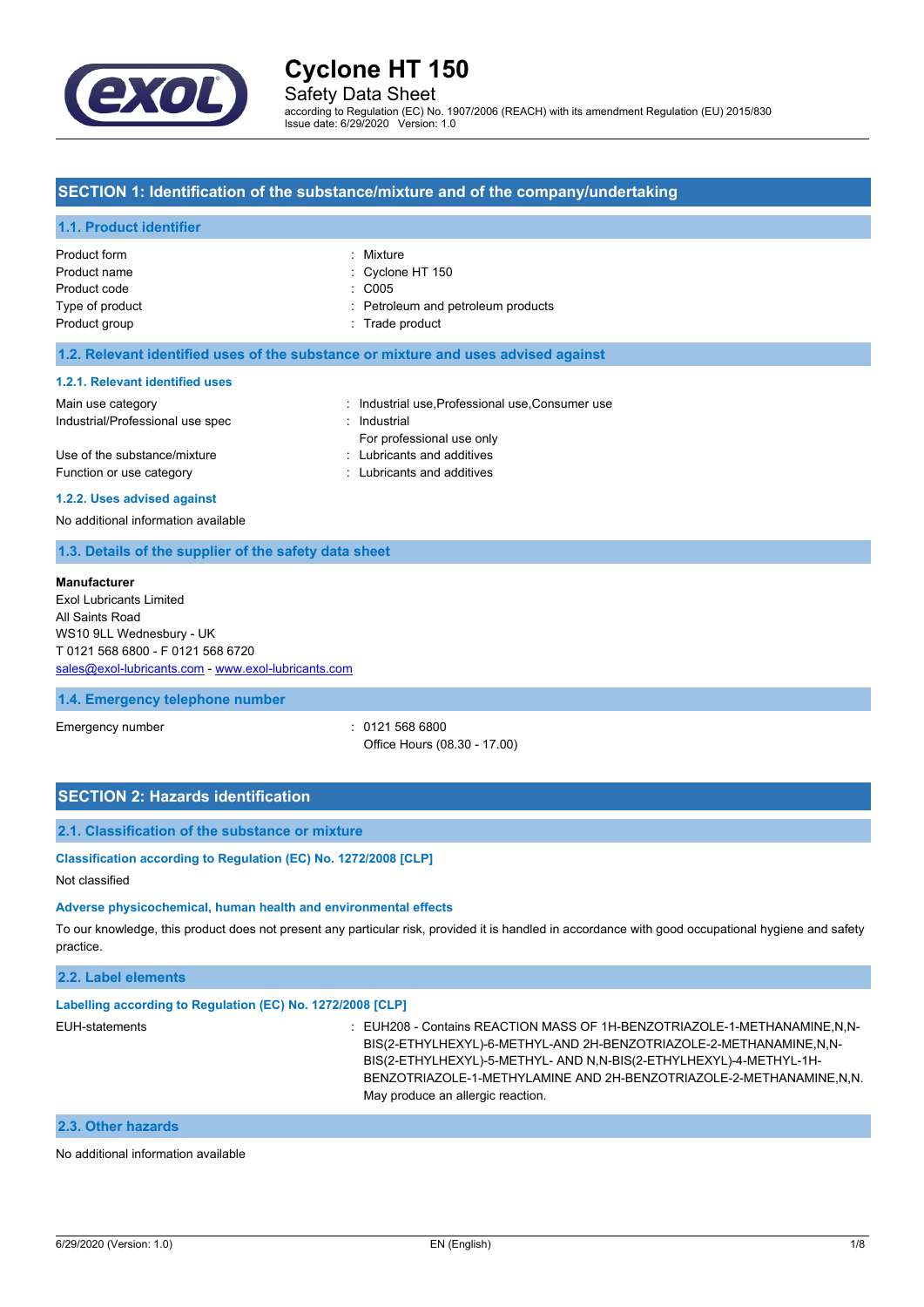# Cyclone HT 150

## Safety Data Sheet

according to Regulation (EC) No. 1907/2006 (REACH) with its amendment Regulation (EU) 2015/830
Issue date: 6/29/2020 Version: 1.0

## SECTION 1: Identification of the substance/mixture and of the company/undertaking

### 1.1. Product identifier

| | |
|---|---|
| Product form | : Mixture |
| Product name | : Cyclone HT 150 |
| Product code | : C005 |
| Type of product | : Petroleum and petroleum products |
| Product group | : Trade product |

### 1.2. Relevant identified uses of the substance or mixture and uses advised against

#### 1.2.1. Relevant identified uses

| | |
|---|---|
| Main use category | : Industrial use,Professional use,Consumer use |
| Industrial/Professional use spec | : Industrial<br>For professional use only |
| Use of the substance/mixture | : Lubricants and additives |
| Function or use category | : Lubricants and additives |

#### 1.2.2. Uses advised against

No additional information available

### 1.3. Details of the supplier of the safety data sheet

**Manufacturer**
Exol Lubricants Limited
All Saints Road
WS10 9LL Wednesbury - UK
T 0121 568 6800 - F 0121 568 6720
sales@exol-lubricants.com - www.exol-lubricants.com

### 1.4. Emergency telephone number

| | |
|---|---|
| Emergency number | : 0121 568 6800<br>Office Hours (08.30 - 17.00) |

## SECTION 2: Hazards identification

### 2.1. Classification of the substance or mixture

#### Classification according to Regulation (EC) No. 1272/2008 [CLP]

Not classified

#### Adverse physicochemical, human health and environmental effects

To our knowledge, this product does not present any particular risk, provided it is handled in accordance with good occupational hygiene and safety practice.

### 2.2. Label elements

#### Labelling according to Regulation (EC) No. 1272/2008 [CLP]

| | |
|---|---|
| EUH-statements | : EUH208 - Contains REACTION MASS OF 1H-BENZOTRIAZOLE-1-METHANAMINE,N,N-BIS(2-ETHYLHEXYL)-6-METHYL-AND 2H-BENZOTRIAZOLE-2-METHANAMINE,N,N-BIS(2-ETHYLHEXYL)-5-METHYL- AND N,N-BIS(2-ETHYLHEXYL)-4-METHYL-1H-BENZOTRIAZOLE-1-METHYLAMINE AND 2H-BENZOTRIAZOLE-2-METHANAMINE,N,N. May produce an allergic reaction. |

### 2.3. Other hazards

No additional information available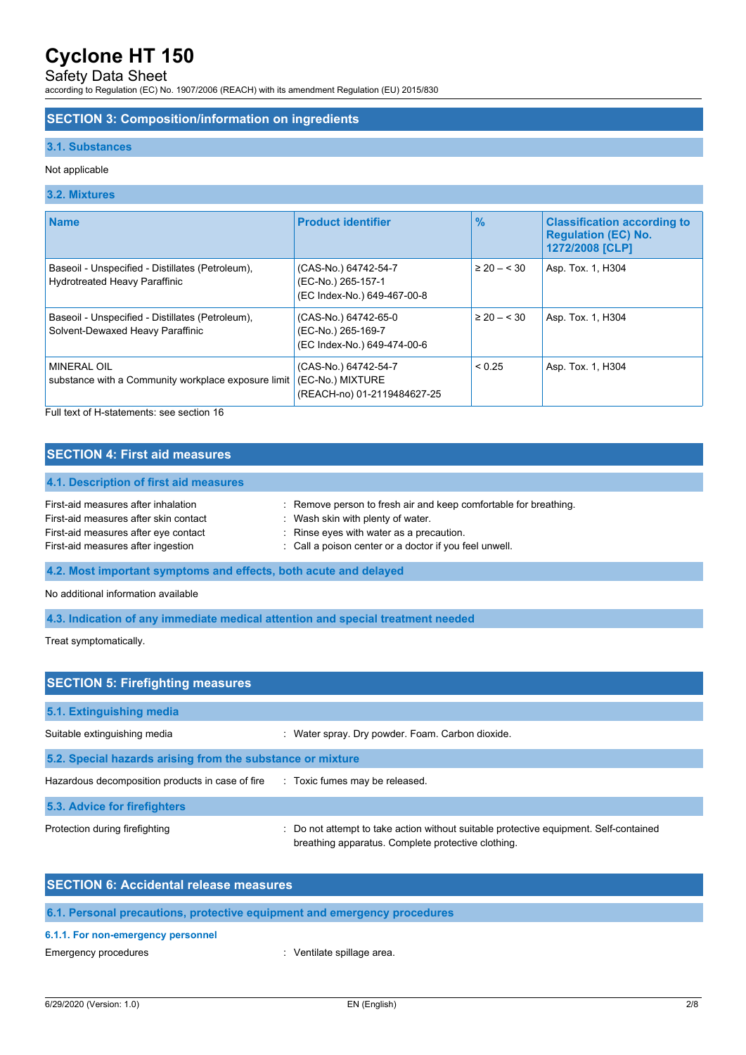## SECTION 3: Composition/information on ingredients

### 3.1. Substances

Not applicable

### 3.2. Mixtures

| Name | Product identifier | % | Classification according to Regulation (EC) No. 1272/2008 [CLP] |
|---|---|---|---|
| Baseoil - Unspecified - Distillates (Petroleum), Hydrotreated Heavy Paraffinic | (CAS-No.) 64742-54-7<br>(EC-No.) 265-157-1<br>(EC Index-No.) 649-467-00-8 | ≥ 20 – < 30 | Asp. Tox. 1, H304 |
| Baseoil - Unspecified - Distillates (Petroleum), Solvent-Dewaxed Heavy Paraffinic | (CAS-No.) 64742-65-0<br>(EC-No.) 265-169-7<br>(EC Index-No.) 649-474-00-6 | ≥ 20 – < 30 | Asp. Tox. 1, H304 |
| MINERAL OIL<br>substance with a Community workplace exposure limit | (CAS-No.) 64742-54-7<br>(EC-No.) MIXTURE<br>(REACH-no) 01-2119484627-25 | < 0.25 | Asp. Tox. 1, H304 |

Full text of H-statements: see section 16

## SECTION 4: First aid measures

### 4.1. Description of first aid measures

First-aid measures after inhalation : Remove person to fresh air and keep comfortable for breathing.
First-aid measures after skin contact : Wash skin with plenty of water.
First-aid measures after eye contact : Rinse eyes with water as a precaution.
First-aid measures after ingestion : Call a poison center or a doctor if you feel unwell.

### 4.2. Most important symptoms and effects, both acute and delayed

No additional information available

### 4.3. Indication of any immediate medical attention and special treatment needed

Treat symptomatically.

## SECTION 5: Firefighting measures

### 5.1. Extinguishing media

Suitable extinguishing media : Water spray. Dry powder. Foam. Carbon dioxide.

### 5.2. Special hazards arising from the substance or mixture

Hazardous decomposition products in case of fire : Toxic fumes may be released.

### 5.3. Advice for firefighters

Protection during firefighting : Do not attempt to take action without suitable protective equipment. Self-contained breathing apparatus. Complete protective clothing.

## SECTION 6: Accidental release measures

### 6.1. Personal precautions, protective equipment and emergency procedures

#### 6.1.1. For non-emergency personnel

Emergency procedures : Ventilate spillage area.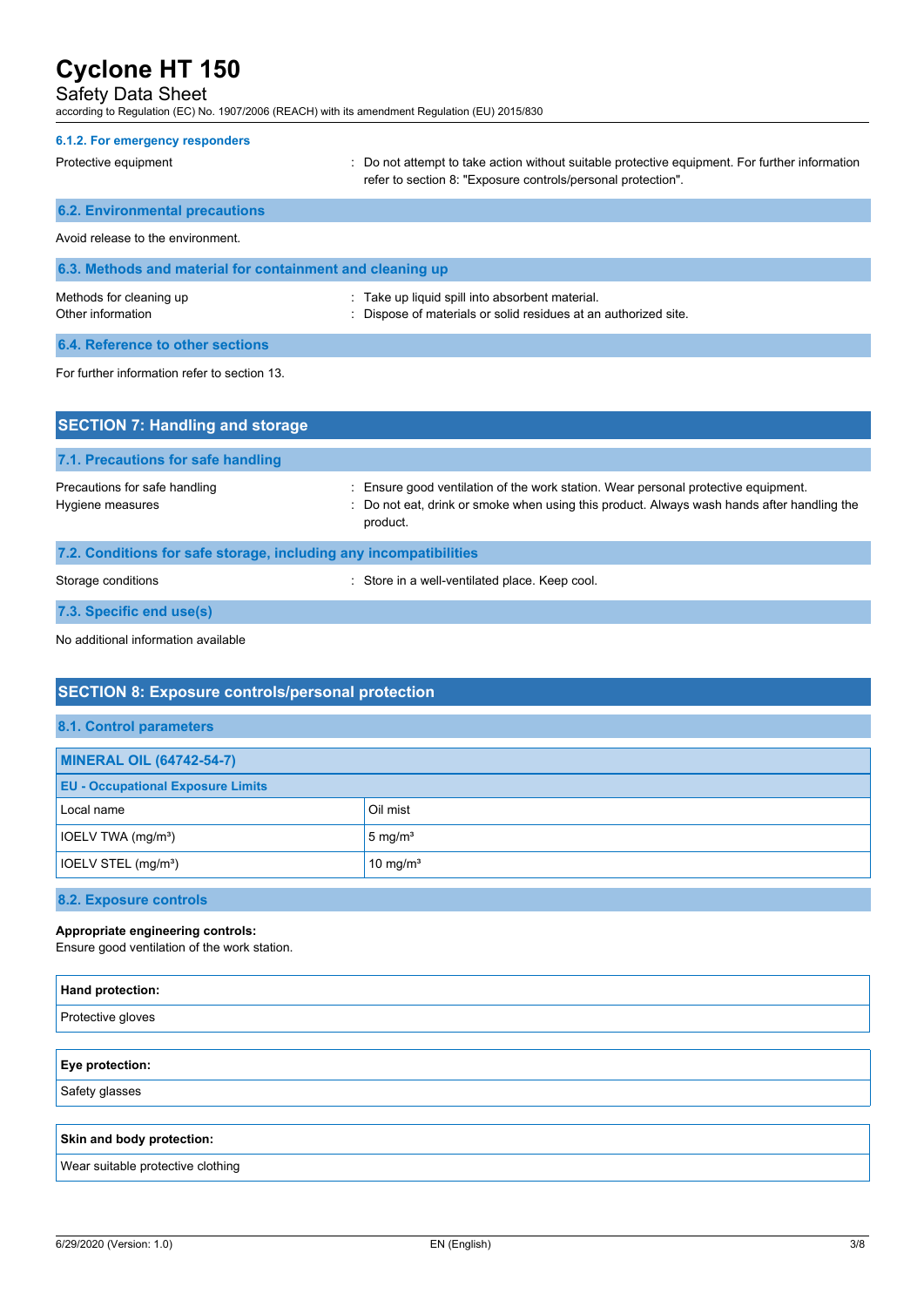#### 6.1.2. For emergency responders

Protective equipment : Do not attempt to take action without suitable protective equipment. For further information refer to section 8: "Exposure controls/personal protection".

### 6.2. Environmental precautions

Avoid release to the environment.

### 6.3. Methods and material for containment and cleaning up

Methods for cleaning up : Take up liquid spill into absorbent material.
Other information : Dispose of materials or solid residues at an authorized site.

### 6.4. Reference to other sections

For further information refer to section 13.

## SECTION 7: Handling and storage

### 7.1. Precautions for safe handling

Precautions for safe handling : Ensure good ventilation of the work station. Wear personal protective equipment.
Hygiene measures : Do not eat, drink or smoke when using this product. Always wash hands after handling the product.

### 7.2. Conditions for safe storage, including any incompatibilities

Storage conditions : Store in a well-ventilated place. Keep cool.

### 7.3. Specific end use(s)

No additional information available

## SECTION 8: Exposure controls/personal protection

### 8.1. Control parameters

| MINERAL OIL (64742-54-7) | |
|---|---|
| **EU - Occupational Exposure Limits** | |
| Local name | Oil mist |
| IOELV TWA ($mg/m^3$) | 5 $mg/m^3$ |
| IOELV STEL ($mg/m^3$) | 10 $mg/m^3$ |

### 8.2. Exposure controls

**Appropriate engineering controls:**
Ensure good ventilation of the work station.

| Hand protection: |
|---|
| Protective gloves |

| Eye protection: |
|---|
| Safety glasses |

| Skin and body protection: |
|---|
| Wear suitable protective clothing |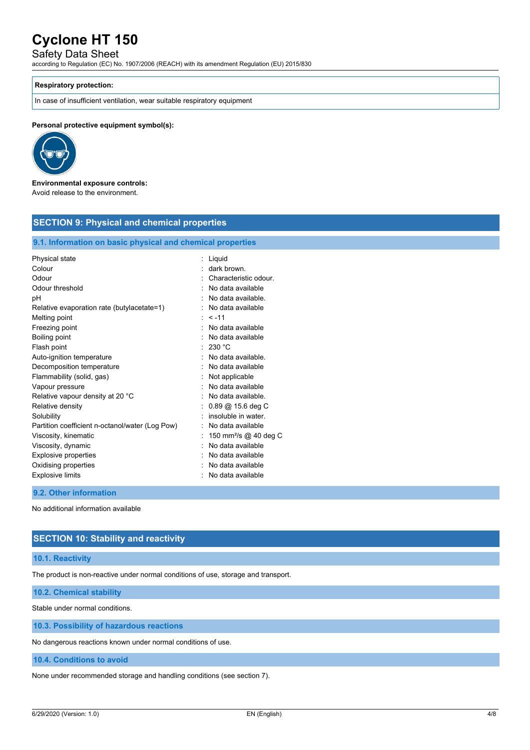| Respiratory protection: |
| --- |
| In case of insufficient ventilation, wear suitable respiratory equipment |

**Personal protective equipment symbol(s):**

**Environmental exposure controls:**
Avoid release to the environment.

## SECTION 9: Physical and chemical properties

### 9.1. Information on basic physical and chemical properties

| | |
| --- | --- |
| Physical state | : Liquid |
| Colour | : dark brown. |
| Odour | : Characteristic odour. |
| Odour threshold | : No data available |
| pH | : No data available. |
| Relative evaporation rate (butylacetate=1) | : No data available |
| Melting point | : < -11 |
| Freezing point | : No data available |
| Boiling point | : No data available |
| Flash point | : 230 °C |
| Auto-ignition temperature | : No data available. |
| Decomposition temperature | : No data available |
| Flammability (solid, gas) | : Not applicable |
| Vapour pressure | : No data available |
| Relative vapour density at 20 °C | : No data available. |
| Relative density | : 0.89 @ 15.6 deg C |
| Solubility | : insoluble in water. |
| Partition coefficient n-octanol/water (Log Pow) | : No data available |
| Viscosity, kinematic | : 150 mm²/s @ 40 deg C |
| Viscosity, dynamic | : No data available |
| Explosive properties | : No data available |
| Oxidising properties | : No data available |
| Explosive limits | : No data available |

### 9.2. Other information

No additional information available

## SECTION 10: Stability and reactivity

### 10.1. Reactivity

The product is non-reactive under normal conditions of use, storage and transport.

### 10.2. Chemical stability

Stable under normal conditions.

### 10.3. Possibility of hazardous reactions

No dangerous reactions known under normal conditions of use.

### 10.4. Conditions to avoid

None under recommended storage and handling conditions (see section 7).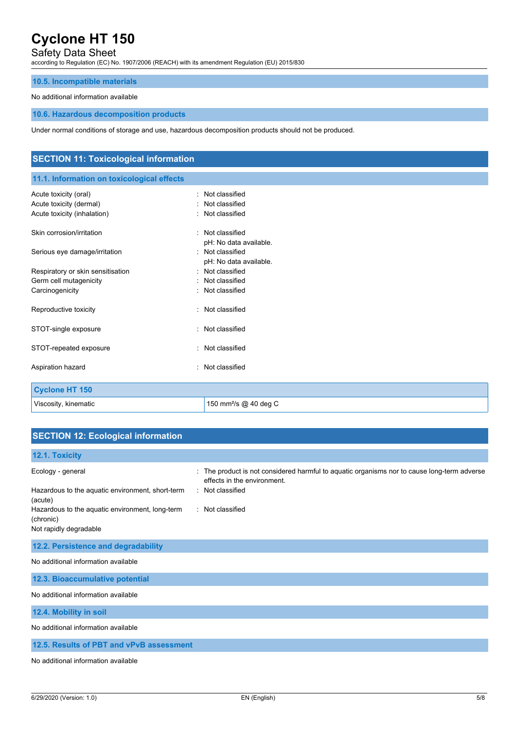### 10.5. Incompatible materials

No additional information available

### 10.6. Hazardous decomposition products

Under normal conditions of storage and use, hazardous decomposition products should not be produced.

## SECTION 11: Toxicological information

### 11.1. Information on toxicological effects

Acute toxicity (oral) : Not classified
Acute toxicity (dermal) : Not classified
Acute toxicity (inhalation) : Not classified

Skin corrosion/irritation : Not classified
pH: No data available.

Serious eye damage/irritation : Not classified
pH: No data available.

Respiratory or skin sensitisation : Not classified
Germ cell mutagenicity : Not classified
Carcinogenicity : Not classified

Reproductive toxicity : Not classified

STOT-single exposure : Not classified

STOT-repeated exposure : Not classified

Aspiration hazard : Not classified

| Cyclone HT 150 | |
|---|---|
| Viscosity, kinematic | 150 $mm^2/s$ @ 40 deg C |

## SECTION 12: Ecological information

### 12.1. Toxicity

Ecology - general : The product is not considered harmful to aquatic organisms nor to cause long-term adverse effects in the environment.
Hazardous to the aquatic environment, short-term (acute) : Not classified
Hazardous to the aquatic environment, long-term (chronic) : Not classified
Not rapidly degradable

### 12.2. Persistence and degradability

No additional information available

### 12.3. Bioaccumulative potential

No additional information available

### 12.4. Mobility in soil

No additional information available

### 12.5. Results of PBT and vPvB assessment

No additional information available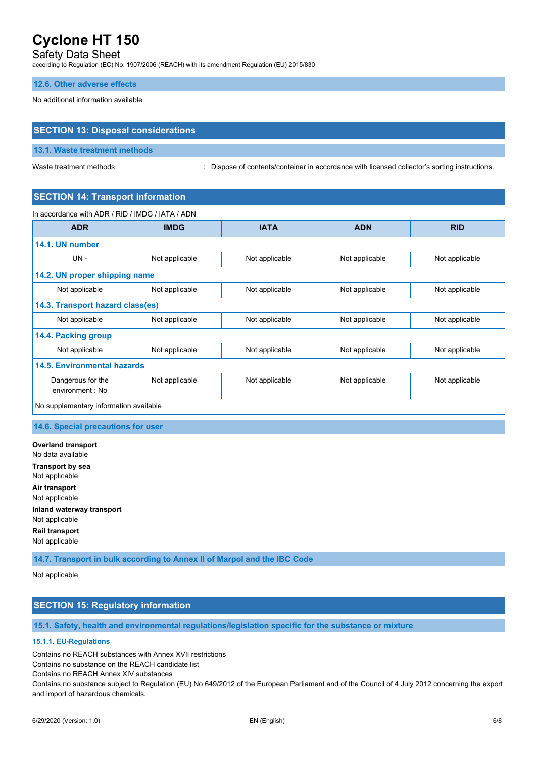### 12.6. Other adverse effects

No additional information available

## SECTION 13: Disposal considerations

### 13.1. Waste treatment methods

Waste treatment methods : Dispose of contents/container in accordance with licensed collector's sorting instructions.

## SECTION 14: Transport information

In accordance with ADR / RID / IMDG / IATA / ADN

| ADR | IMDG | IATA | ADN | RID |
|---|---|---|---|---|
| **14.1. UN number** | | | | |
| UN - | Not applicable | Not applicable | Not applicable | Not applicable |
| **14.2. UN proper shipping name** | | | | |
| Not applicable | Not applicable | Not applicable | Not applicable | Not applicable |
| **14.3. Transport hazard class(es)** | | | | |
| Not applicable | Not applicable | Not applicable | Not applicable | Not applicable |
| **14.4. Packing group** | | | | |
| Not applicable | Not applicable | Not applicable | Not applicable | Not applicable |
| **14.5. Environmental hazards** | | | | |
| Dangerous for the environment : No | Not applicable | Not applicable | Not applicable | Not applicable |
| No supplementary information available | | | | |

### 14.6. Special precautions for user

**Overland transport**
No data available

**Transport by sea**
Not applicable

**Air transport**
Not applicable

**Inland waterway transport**
Not applicable

**Rail transport**
Not applicable

### 14.7. Transport in bulk according to Annex II of Marpol and the IBC Code

Not applicable

## SECTION 15: Regulatory information

### 15.1. Safety, health and environmental regulations/legislation specific for the substance or mixture

#### 15.1.1. EU-Regulations

Contains no REACH substances with Annex XVII restrictions
Contains no substance on the REACH candidate list
Contains no REACH Annex XIV substances
Contains no substance subject to Regulation (EU) No 649/2012 of the European Parliament and of the Council of 4 July 2012 concerning the export and import of hazardous chemicals.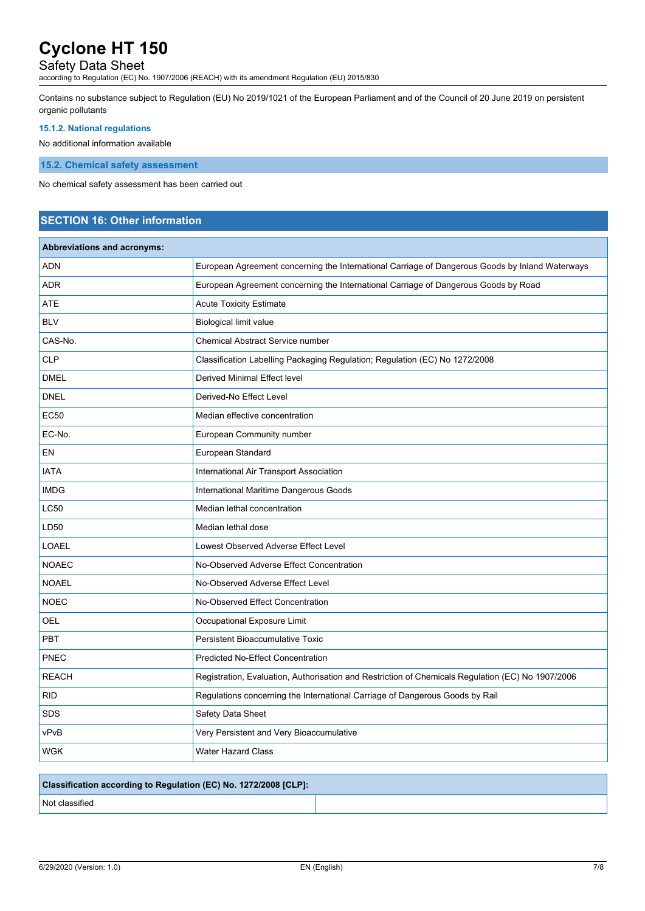Contains no substance subject to Regulation (EU) No 2019/1021 of the European Parliament and of the Council of 20 June 2019 on persistent organic pollutants

### 15.1.2. National regulations

No additional information available

### 15.2. Chemical safety assessment

No chemical safety assessment has been carried out

## SECTION 16: Other information

| Abbreviations and acronyms: | |
|---|---|
| ADN | European Agreement concerning the International Carriage of Dangerous Goods by Inland Waterways |
| ADR | European Agreement concerning the International Carriage of Dangerous Goods by Road |
| ATE | Acute Toxicity Estimate |
| BLV | Biological limit value |
| CAS-No. | Chemical Abstract Service number |
| CLP | Classification Labelling Packaging Regulation; Regulation (EC) No 1272/2008 |
| DMEL | Derived Minimal Effect level |
| DNEL | Derived-No Effect Level |
| EC50 | Median effective concentration |
| EC-No. | European Community number |
| EN | European Standard |
| IATA | International Air Transport Association |
| IMDG | International Maritime Dangerous Goods |
| LC50 | Median lethal concentration |
| LD50 | Median lethal dose |
| LOAEL | Lowest Observed Adverse Effect Level |
| NOAEC | No-Observed Adverse Effect Concentration |
| NOAEL | No-Observed Adverse Effect Level |
| NOEC | No-Observed Effect Concentration |
| OEL | Occupational Exposure Limit |
| PBT | Persistent Bioaccumulative Toxic |
| PNEC | Predicted No-Effect Concentration |
| REACH | Registration, Evaluation, Authorisation and Restriction of Chemicals Regulation (EC) No 1907/2006 |
| RID | Regulations concerning the International Carriage of Dangerous Goods by Rail |
| SDS | Safety Data Sheet |
| vPvB | Very Persistent and Very Bioaccumulative |
| WGK | Water Hazard Class |

| Classification according to Regulation (EC) No. 1272/2008 [CLP]: | |
|---|---|
| Not classified | |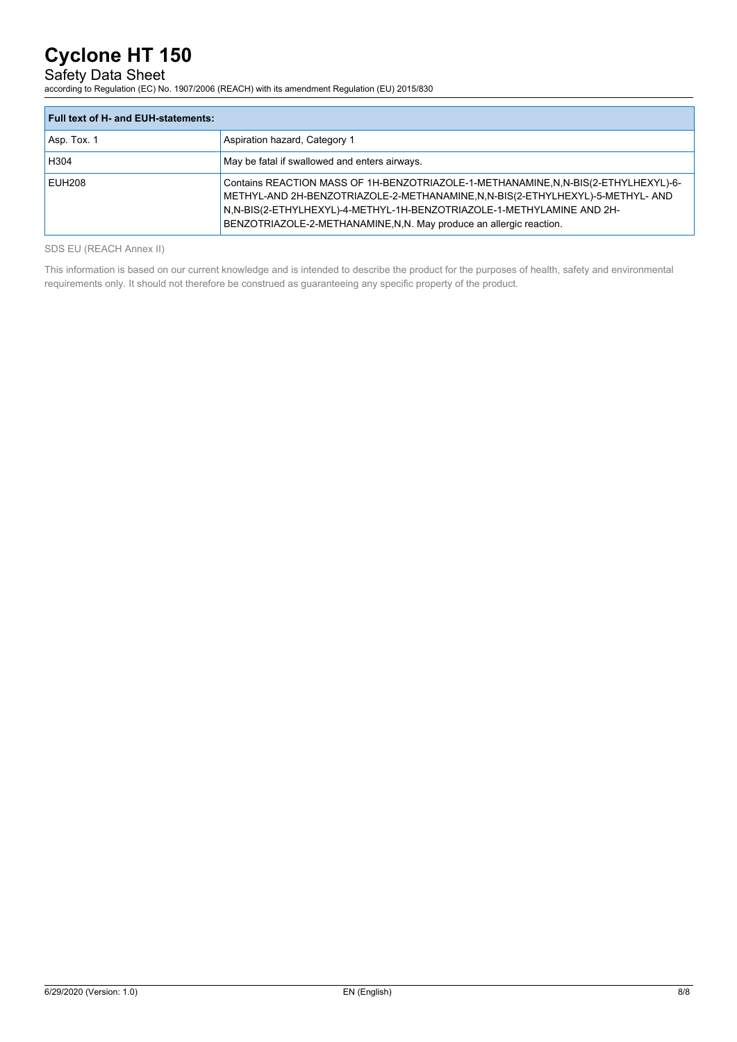| Full text of H- and EUH-statements: | |
|---|---|
| Asp. Tox. 1 | Aspiration hazard, Category 1 |
| H304 | May be fatal if swallowed and enters airways. |
| EUH208 | Contains REACTION MASS OF 1H-BENZOTRIAZOLE-1-METHANAMINE,N,N-BIS(2-ETHYLHEXYL)-6-METHYL-AND 2H-BENZOTRIAZOLE-2-METHANAMINE,N,N-BIS(2-ETHYLHEXYL)-5-METHYL- AND N,N-BIS(2-ETHYLHEXYL)-4-METHYL-1H-BENZOTRIAZOLE-1-METHYLAMINE AND 2H-BENZOTRIAZOLE-2-METHANAMINE,N,N. May produce an allergic reaction. |

SDS EU (REACH Annex II)

This information is based on our current knowledge and is intended to describe the product for the purposes of health, safety and environmental requirements only. It should not therefore be construed as guaranteeing any specific property of the product.